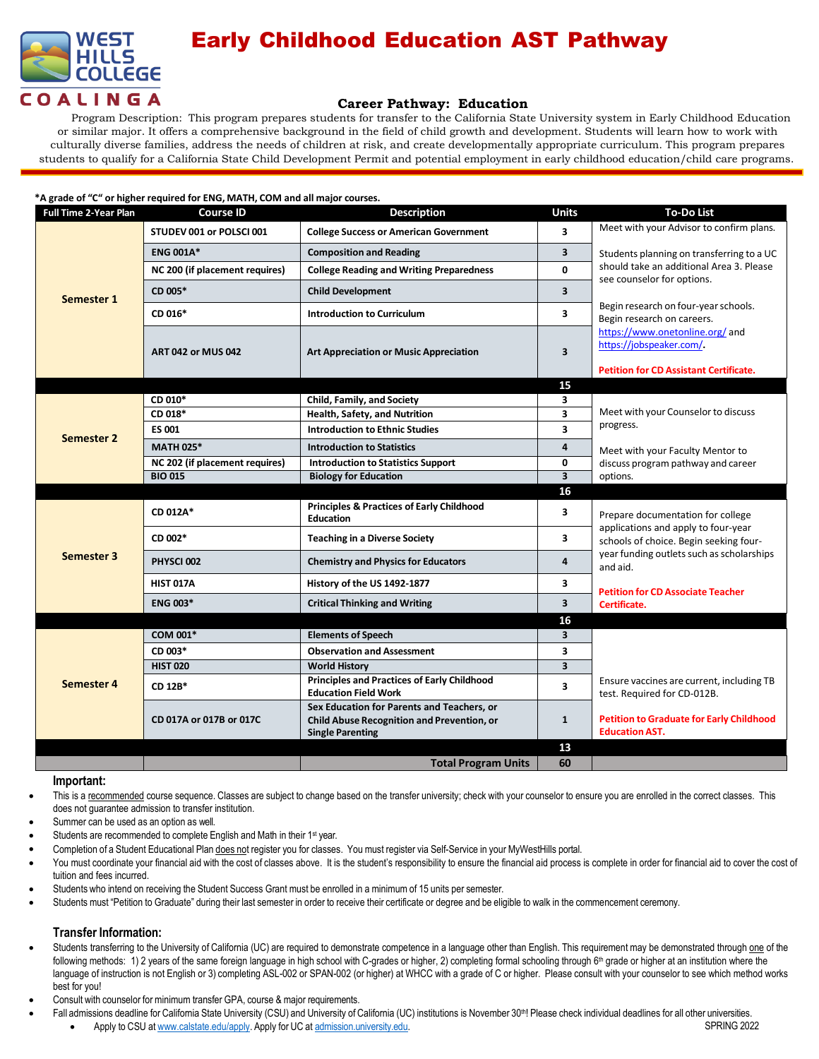WEST HILLS COLLEGE COALINGA

# Early Childhood Education AST Pathway

### Career Pathway: Education

Program Description: This program prepares students for transfer to the California State University system in Early Childhood Education or similar major. It offers a comprehensive background in the field of child growth and development. Students will learn how to work with culturally diverse families, address the needs of children at risk, and create developmentally appropriate curriculum. This program prepares students to qualify for a California State Child Development Permit and potential employment in early childhood education/child care programs.

**\*A grade of "C" or higher required for ENG, MATH, COM and all major courses.**

| Full Time 2-Year Plan | Course ID | Description | Units | To-Do List |
|---|---|---|---|---|
| **Semester 1** | STUDEV 001 or POLSCI 001 | College Success or American Government | 3 | Meet with your Advisor to confirm plans. |
| | ENG 001A* | Composition and Reading | 3 | Students planning on transferring to a UC should take an additional Area 3. Please see counselor for options. |
| | NC 200 (if placement requires) | College Reading and Writing Preparedness | 0 | |
| | CD 005* | Child Development | 3 | |
| | CD 016* | Introduction to Curriculum | 3 | Begin research on four-year schools. Begin research on careers. https://www.onetonline.org/ and https://jobspeaker.com/. |
| | ART 042 or MUS 042 | Art Appreciation or Music Appreciation | 3 | **Petition for CD Assistant Certificate.** |
| | | | **15** | |
| **Semester 2** | CD 010* | Child, Family, and Society | 3 | Meet with your Counselor to discuss progress. |
| | CD 018* | Health, Safety, and Nutrition | 3 | |
| | ES 001 | Introduction to Ethnic Studies | 3 | |
| | MATH 025* | Introduction to Statistics | 4 | Meet with your Faculty Mentor to discuss program pathway and career options. |
| | NC 202 (if placement requires) | Introduction to Statistics Support | 0 | |
| | BIO 015 | Biology for Education | 3 | |
| | | | **16** | |
| **Semester 3** | CD 012A* | Principles & Practices of Early Childhood Education | 3 | Prepare documentation for college applications and apply to four-year schools of choice. Begin seeking four-year funding outlets such as scholarships and aid. |
| | CD 002* | Teaching in a Diverse Society | 3 | |
| | PHYSCI 002 | Chemistry and Physics for Educators | 4 | |
| | HIST 017A | History of the US 1492-1877 | 3 | **Petition for CD Associate Teacher Certificate.** |
| | ENG 003* | Critical Thinking and Writing | 3 | |
| | | | **16** | |
| **Semester 4** | COM 001* | Elements of Speech | 3 | |
| | CD 003* | Observation and Assessment | 3 | |
| | HIST 020 | World History | 3 | |
| | CD 12B* | Principles and Practices of Early Childhood Education Field Work | 3 | Ensure vaccines are current, including TB test. Required for CD-012B. |
| | CD 017A or 017B or 017C | Sex Education for Parents and Teachers, or Child Abuse Recognition and Prevention, or Single Parenting | 1 | **Petition to Graduate for Early Childhood Education AST.** |
| | | | **13** | |
| | | **Total Program Units** | **60** | |

## Important:

- This is a recommended course sequence. Classes are subject to change based on the transfer university; check with your counselor to ensure you are enrolled in the correct classes. This does not guarantee admission to transfer institution.
- Summer can be used as an option as well.
- Students are recommended to complete English and Math in their 1st year.
- Completion of a Student Educational Plan does not register you for classes. You must register via Self-Service in your MyWestHills portal.
- You must coordinate your financial aid with the cost of classes above. It is the student's responsibility to ensure the financial aid process is complete in order for financial aid to cover the cost of tuition and fees incurred.
- Students who intend on receiving the Student Success Grant must be enrolled in a minimum of 15 units per semester.
- Students must "Petition to Graduate" during their last semester in order to receive their certificate or degree and be eligible to walk in the commencement ceremony.

## Transfer Information:

- Students transferring to the University of California (UC) are required to demonstrate competence in a language other than English. This requirement may be demonstrated through one of the following methods: 1) 2 years of the same foreign language in high school with C-grades or higher, 2) completing formal schooling through 6th grade or higher at an institution where the language of instruction is not English or 3) completing ASL-002 or SPAN-002 (or higher) at WHCC with a grade of C or higher. Please consult with your counselor to see which method works best for you!
- Consult with counselor for minimum transfer GPA, course & major requirements.
- Fall admissions deadline for California State University (CSU) and University of California (UC) institutions is November 30th! Please check individual deadlines for all other universities.
  - Apply to CSU at www.calstate.edu/apply. Apply for UC at admission.university.edu.

SPRING 2022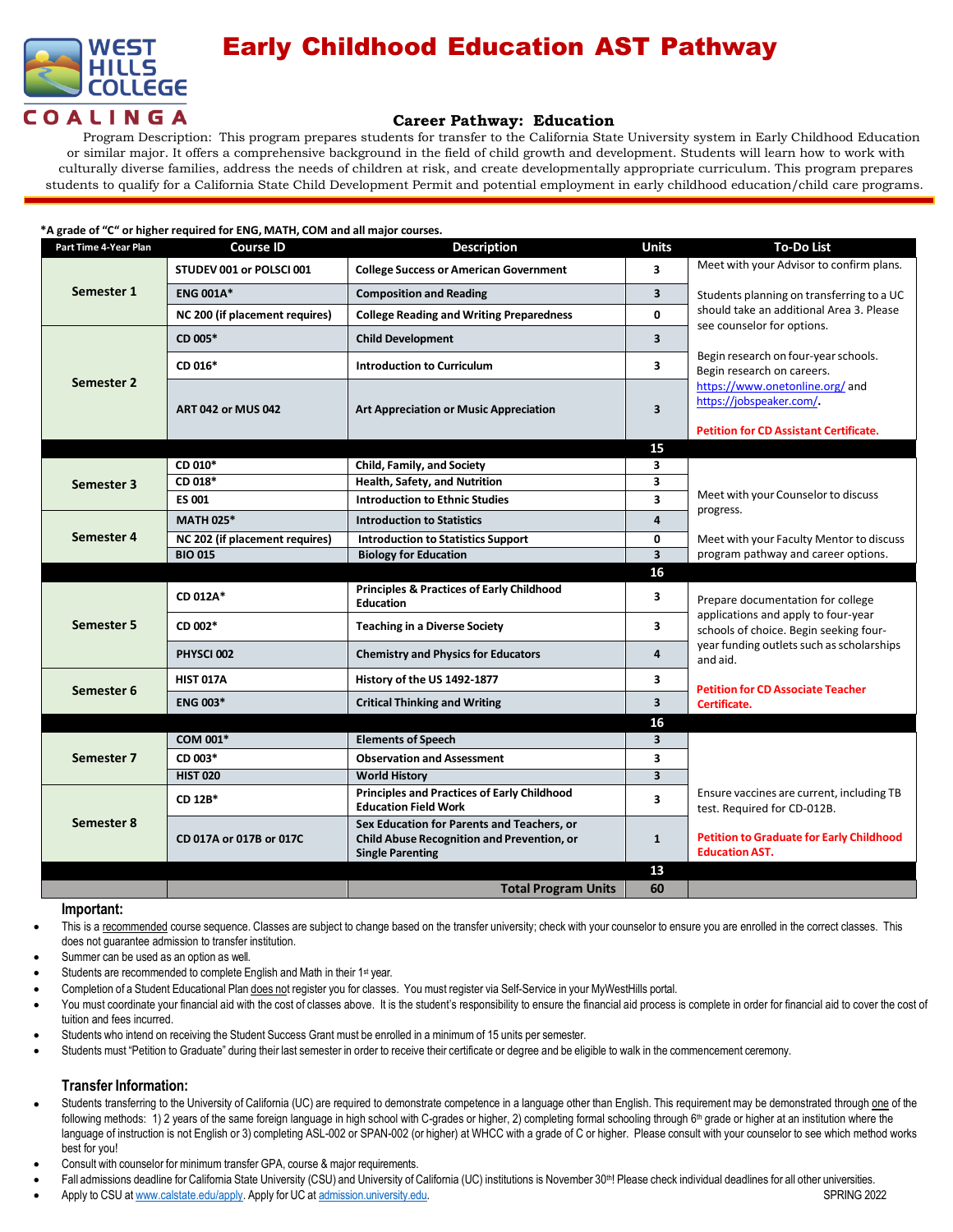# Early Childhood Education AST Pathway

WEST HILLS COLLEGE COALINGA

### Career Pathway: Education

Program Description: This program prepares students for transfer to the California State University system in Early Childhood Education or similar major. It offers a comprehensive background in the field of child growth and development. Students will learn how to work with culturally diverse families, address the needs of children at risk, and create developmentally appropriate curriculum. This program prepares students to qualify for a California State Child Development Permit and potential employment in early childhood education/child care programs.

**\*A grade of "C" or higher required for ENG, MATH, COM and all major courses.**

| Part Time 4-Year Plan | Course ID | Description | Units | To-Do List |
|---|---|---|---|---|
| Semester 1 | STUDEV 001 or POLSCI 001 | College Success or American Government | 3 | Meet with your Advisor to confirm plans. Students planning on transferring to a UC should take an additional Area 3. Please see counselor for options. Begin research on four-year schools. Begin research on careers. https://www.onetonline.org/ and https://jobspeaker.com/. **Petition for CD Assistant Certificate.** |
| | ENG 001A* | Composition and Reading | 3 | |
| | NC 200 (if placement requires) | College Reading and Writing Preparedness | 0 | |
| Semester 2 | CD 005* | Child Development | 3 | |
| | CD 016* | Introduction to Curriculum | 3 | |
| | ART 042 or MUS 042 | Art Appreciation or Music Appreciation | 3 | |
| | | | **15** | |
| Semester 3 | CD 010* | Child, Family, and Society | 3 | Meet with your Counselor to discuss progress. Meet with your Faculty Mentor to discuss program pathway and career options. |
| | CD 018* | Health, Safety, and Nutrition | 3 | |
| | ES 001 | Introduction to Ethnic Studies | 3 | |
| Semester 4 | MATH 025* | Introduction to Statistics | 4 | |
| | NC 202 (if placement requires) | Introduction to Statistics Support | 0 | |
| | BIO 015 | Biology for Education | 3 | |
| | | | **16** | |
| Semester 5 | CD 012A* | Principles & Practices of Early Childhood Education | 3 | Prepare documentation for college applications and apply to four-year schools of choice. Begin seeking four-year funding outlets such as scholarships and aid. **Petition for CD Associate Teacher Certificate.** |
| | CD 002* | Teaching in a Diverse Society | 3 | |
| | PHYSCI 002 | Chemistry and Physics for Educators | 4 | |
| Semester 6 | HIST 017A | History of the US 1492-1877 | 3 | |
| | ENG 003* | Critical Thinking and Writing | 3 | |
| | | | **16** | |
| Semester 7 | COM 001* | Elements of Speech | 3 | Ensure vaccines are current, including TB test. Required for CD-012B. **Petition to Graduate for Early Childhood Education AST.** |
| | CD 003* | Observation and Assessment | 3 | |
| | HIST 020 | World History | 3 | |
| Semester 8 | CD 12B* | Principles and Practices of Early Childhood Education Field Work | 3 | |
| | CD 017A or 017B or 017C | Sex Education for Parents and Teachers, or Child Abuse Recognition and Prevention, or Single Parenting | 1 | |
| | | | **13** | |
| | | **Total Program Units** | **60** | |

## Important:

- This is a recommended course sequence. Classes are subject to change based on the transfer university; check with your counselor to ensure you are enrolled in the correct classes. This does not guarantee admission to transfer institution.
- Summer can be used as an option as well.
- Students are recommended to complete English and Math in their 1st year.
- Completion of a Student Educational Plan does not register you for classes. You must register via Self-Service in your MyWestHills portal.
- You must coordinate your financial aid with the cost of classes above. It is the student's responsibility to ensure the financial aid process is complete in order for financial aid to cover the cost of tuition and fees incurred.
- Students who intend on receiving the Student Success Grant must be enrolled in a minimum of 15 units per semester.
- Students must "Petition to Graduate" during their last semester in order to receive their certificate or degree and be eligible to walk in the commencement ceremony.

## Transfer Information:

- Students transferring to the University of California (UC) are required to demonstrate competence in a language other than English. This requirement may be demonstrated through one of the following methods: 1) 2 years of the same foreign language in high school with C-grades or higher, 2) completing formal schooling through 6th grade or higher at an institution where the language of instruction is not English or 3) completing ASL-002 or SPAN-002 (or higher) at WHCC with a grade of C or higher. Please consult with your counselor to see which method works best for you!
- Consult with counselor for minimum transfer GPA, course & major requirements.
- Fall admissions deadline for California State University (CSU) and University of California (UC) institutions is November 30th! Please check individual deadlines for all other universities.
- Apply to CSU at www.calstate.edu/apply. Apply for UC at admission.university.edu.

SPRING 2022